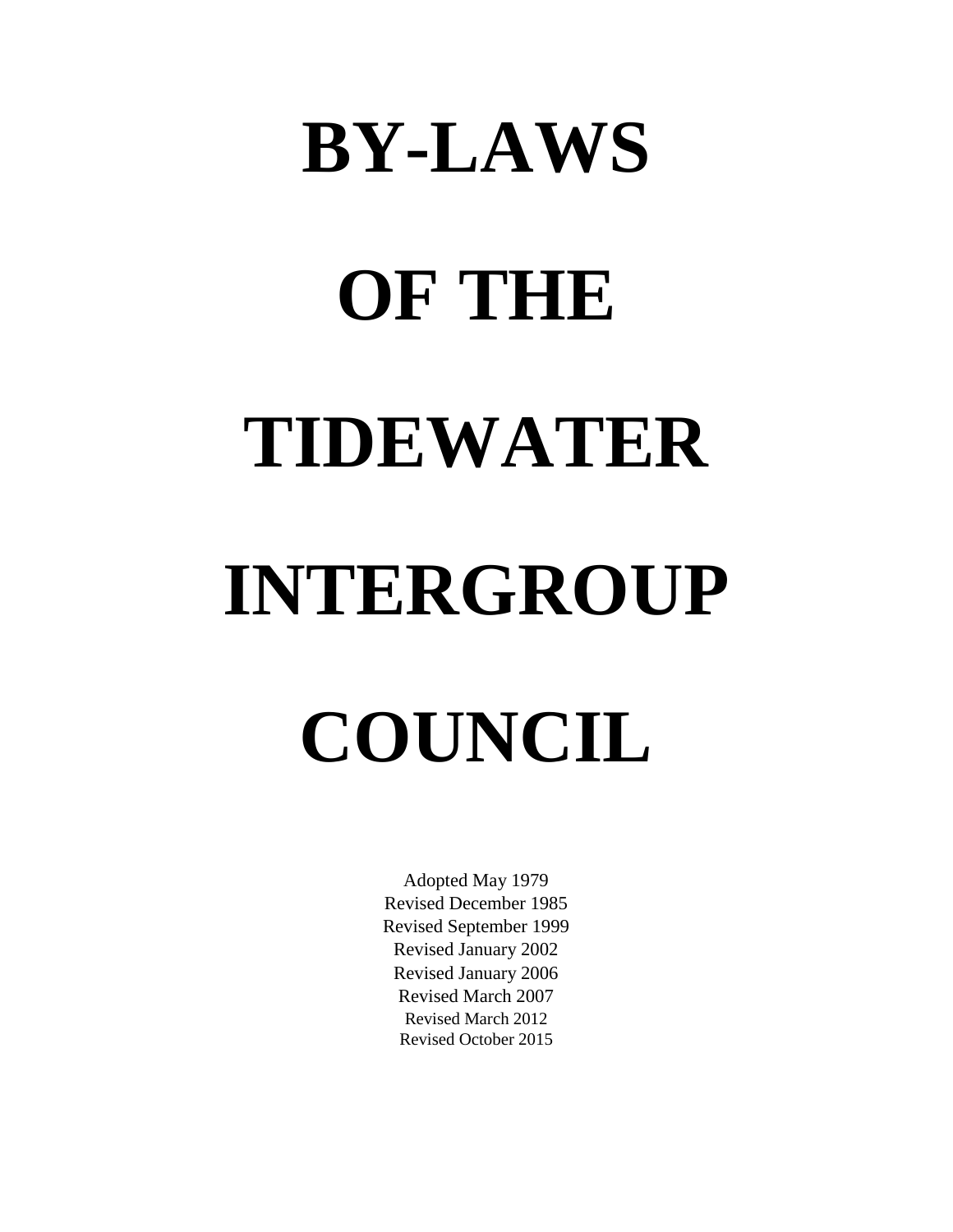# BY-LAWS OF THE TIDEWATER INTERGROUP COUNCIL

Adopted May 1979
Revised December 1985
Revised September 1999
Revised January 2002
Revised January 2006
Revised March 2007
Revised March 2012
Revised October 2015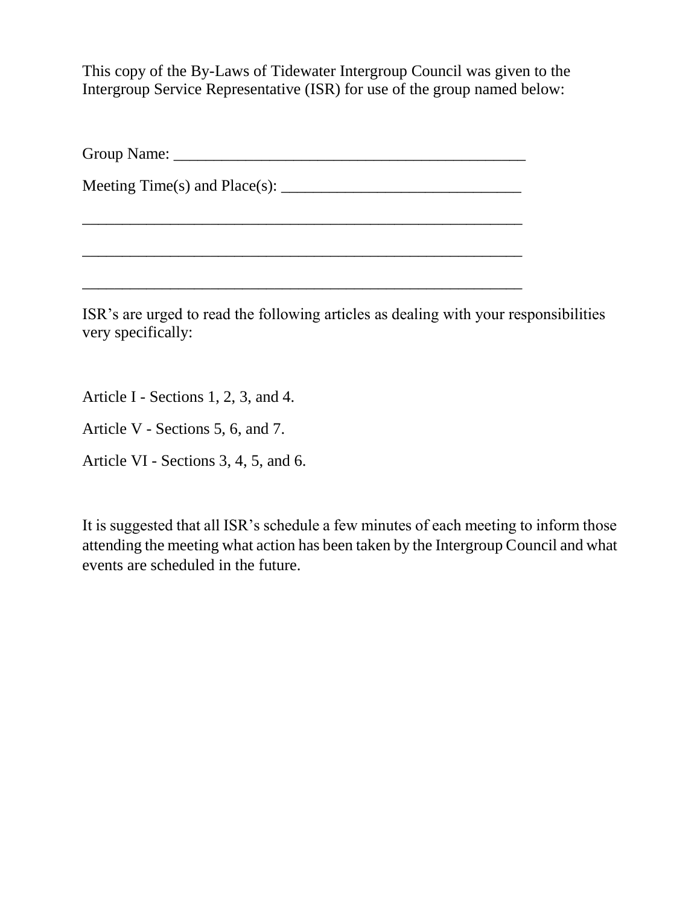This copy of the By-Laws of Tidewater Intergroup Council was given to the Intergroup Service Representative (ISR) for use of the group named below:

Group Name: _____________________________________________

Meeting Time(s) and Place(s): ______________________________

________________________________________________________

________________________________________________________

________________________________________________________

ISR's are urged to read the following articles as dealing with your responsibilities very specifically:

Article I - Sections 1, 2, 3, and 4.

Article V - Sections 5, 6, and 7.

Article VI - Sections 3, 4, 5, and 6.

It is suggested that all ISR's schedule a few minutes of each meeting to inform those attending the meeting what action has been taken by the Intergroup Council and what events are scheduled in the future.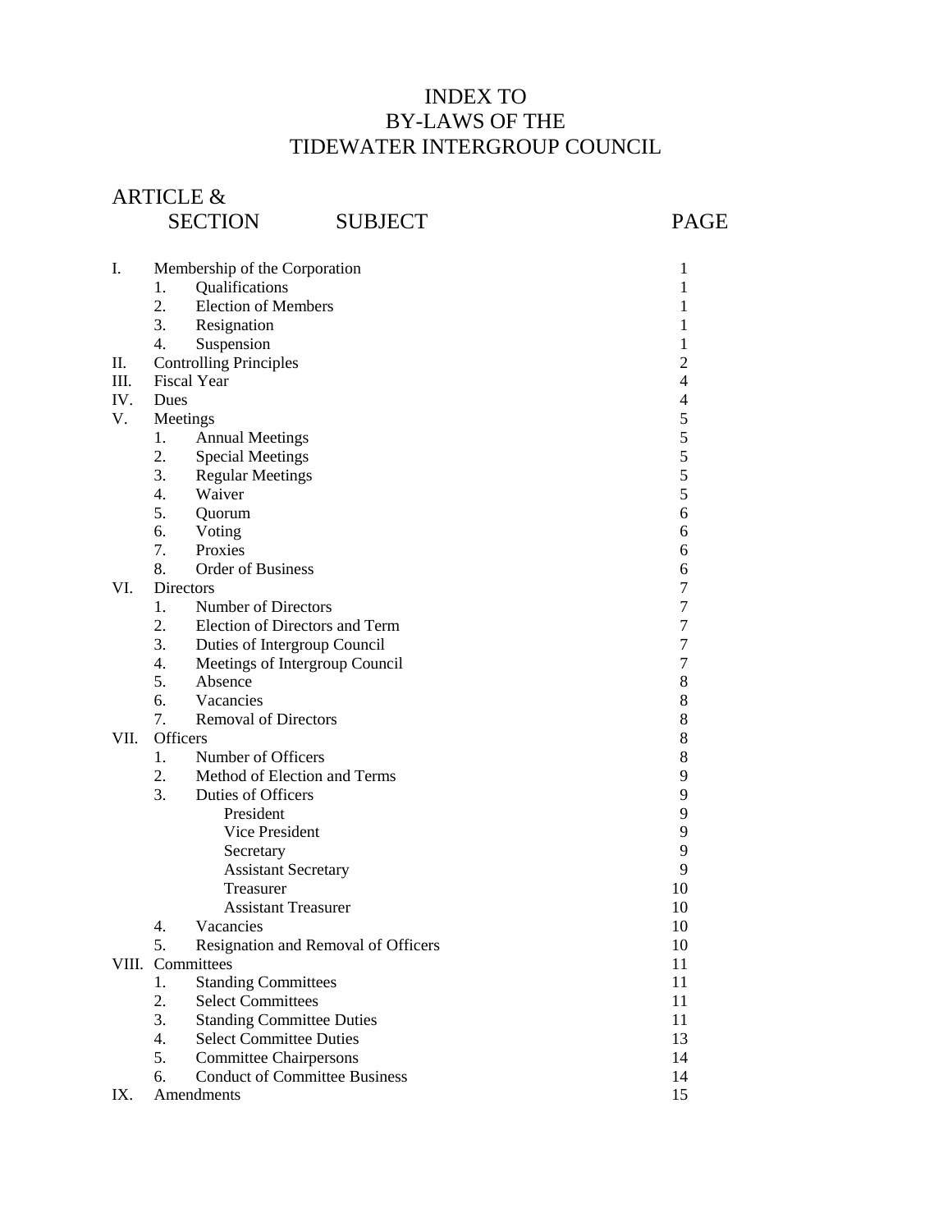# INDEX TO
# BY-LAWS OF THE
# TIDEWATER INTERGROUP COUNCIL

| ARTICLE & SECTION | SUBJECT | PAGE |
|---|---|---|
| I. | Membership of the Corporation | 1 |
| 1. | Qualifications | 1 |
| 2. | Election of Members | 1 |
| 3. | Resignation | 1 |
| 4. | Suspension | 1 |
| II. | Controlling Principles | 2 |
| III. | Fiscal Year | 4 |
| IV. | Dues | 4 |
| V. | Meetings | 5 |
| 1. | Annual Meetings | 5 |
| 2. | Special Meetings | 5 |
| 3. | Regular Meetings | 5 |
| 4. | Waiver | 5 |
| 5. | Quorum | 6 |
| 6. | Voting | 6 |
| 7. | Proxies | 6 |
| 8. | Order of Business | 6 |
| VI. | Directors | 7 |
| 1. | Number of Directors | 7 |
| 2. | Election of Directors and Term | 7 |
| 3. | Duties of Intergroup Council | 7 |
| 4. | Meetings of Intergroup Council | 7 |
| 5. | Absence | 8 |
| 6. | Vacancies | 8 |
| 7. | Removal of Directors | 8 |
| VII. | Officers | 8 |
| 1. | Number of Officers | 8 |
| 2. | Method of Election and Terms | 9 |
| 3. | Duties of Officers | 9 |
| | President | 9 |
| | Vice President | 9 |
| | Secretary | 9 |
| | Assistant Secretary | 9 |
| | Treasurer | 10 |
| | Assistant Treasurer | 10 |
| 4. | Vacancies | 10 |
| 5. | Resignation and Removal of Officers | 10 |
| VIII. | Committees | 11 |
| 1. | Standing Committees | 11 |
| 2. | Select Committees | 11 |
| 3. | Standing Committee Duties | 11 |
| 4. | Select Committee Duties | 13 |
| 5. | Committee Chairpersons | 14 |
| 6. | Conduct of Committee Business | 14 |
| IX. | Amendments | 15 |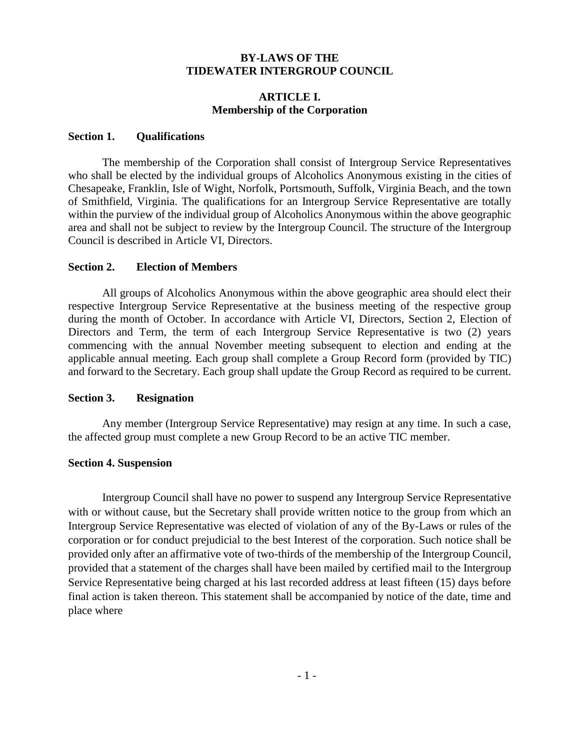**BY-LAWS OF THE**
**TIDEWATER INTERGROUP COUNCIL**

# ARTICLE I.
## Membership of the Corporation

### Section 1. Qualifications

The membership of the Corporation shall consist of Intergroup Service Representatives who shall be elected by the individual groups of Alcoholics Anonymous existing in the cities of Chesapeake, Franklin, Isle of Wight, Norfolk, Portsmouth, Suffolk, Virginia Beach, and the town of Smithfield, Virginia. The qualifications for an Intergroup Service Representative are totally within the purview of the individual group of Alcoholics Anonymous within the above geographic area and shall not be subject to review by the Intergroup Council. The structure of the Intergroup Council is described in Article VI, Directors.

### Section 2. Election of Members

All groups of Alcoholics Anonymous within the above geographic area should elect their respective Intergroup Service Representative at the business meeting of the respective group during the month of October. In accordance with Article VI, Directors, Section 2, Election of Directors and Term, the term of each Intergroup Service Representative is two (2) years commencing with the annual November meeting subsequent to election and ending at the applicable annual meeting. Each group shall complete a Group Record form (provided by TIC) and forward to the Secretary. Each group shall update the Group Record as required to be current.

### Section 3. Resignation

Any member (Intergroup Service Representative) may resign at any time. In such a case, the affected group must complete a new Group Record to be an active TIC member.

### Section 4. Suspension

Intergroup Council shall have no power to suspend any Intergroup Service Representative with or without cause, but the Secretary shall provide written notice to the group from which an Intergroup Service Representative was elected of violation of any of the By-Laws or rules of the corporation or for conduct prejudicial to the best Interest of the corporation. Such notice shall be provided only after an affirmative vote of two-thirds of the membership of the Intergroup Council, provided that a statement of the charges shall have been mailed by certified mail to the Intergroup Service Representative being charged at his last recorded address at least fifteen (15) days before final action is taken thereon. This statement shall be accompanied by notice of the date, time and place where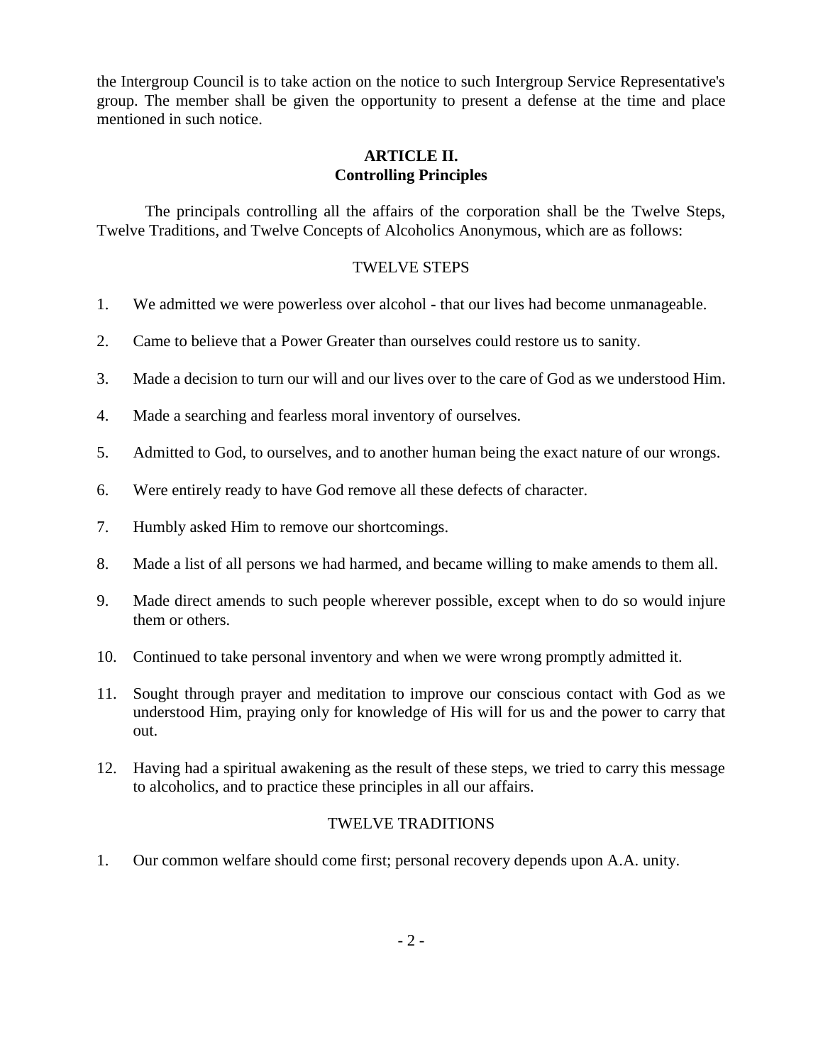the Intergroup Council is to take action on the notice to such Intergroup Service Representative's group. The member shall be given the opportunity to present a defense at the time and place mentioned in such notice.

## ARTICLE II.
## Controlling Principles

The principals controlling all the affairs of the corporation shall be the Twelve Steps, Twelve Traditions, and Twelve Concepts of Alcoholics Anonymous, which are as follows:

### TWELVE STEPS

1. We admitted we were powerless over alcohol - that our lives had become unmanageable.
2. Came to believe that a Power Greater than ourselves could restore us to sanity.
3. Made a decision to turn our will and our lives over to the care of God as we understood Him.
4. Made a searching and fearless moral inventory of ourselves.
5. Admitted to God, to ourselves, and to another human being the exact nature of our wrongs.
6. Were entirely ready to have God remove all these defects of character.
7. Humbly asked Him to remove our shortcomings.
8. Made a list of all persons we had harmed, and became willing to make amends to them all.
9. Made direct amends to such people wherever possible, except when to do so would injure them or others.
10. Continued to take personal inventory and when we were wrong promptly admitted it.
11. Sought through prayer and meditation to improve our conscious contact with God as we understood Him, praying only for knowledge of His will for us and the power to carry that out.
12. Having had a spiritual awakening as the result of these steps, we tried to carry this message to alcoholics, and to practice these principles in all our affairs.

### TWELVE TRADITIONS

1. Our common welfare should come first; personal recovery depends upon A.A. unity.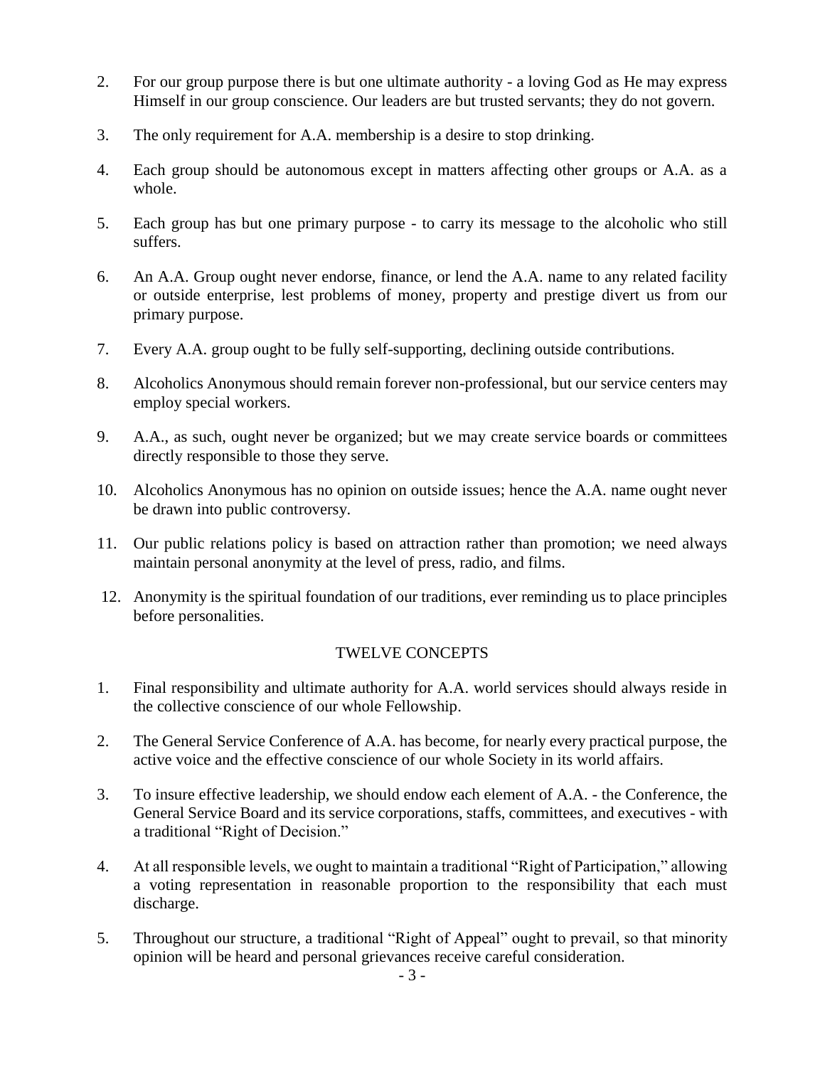2. For our group purpose there is but one ultimate authority - a loving God as He may express Himself in our group conscience. Our leaders are but trusted servants; they do not govern.

3. The only requirement for A.A. membership is a desire to stop drinking.

4. Each group should be autonomous except in matters affecting other groups or A.A. as a whole.

5. Each group has but one primary purpose - to carry its message to the alcoholic who still suffers.

6. An A.A. Group ought never endorse, finance, or lend the A.A. name to any related facility or outside enterprise, lest problems of money, property and prestige divert us from our primary purpose.

7. Every A.A. group ought to be fully self-supporting, declining outside contributions.

8. Alcoholics Anonymous should remain forever non-professional, but our service centers may employ special workers.

9. A.A., as such, ought never be organized; but we may create service boards or committees directly responsible to those they serve.

10. Alcoholics Anonymous has no opinion on outside issues; hence the A.A. name ought never be drawn into public controversy.

11. Our public relations policy is based on attraction rather than promotion; we need always maintain personal anonymity at the level of press, radio, and films.

12. Anonymity is the spiritual foundation of our traditions, ever reminding us to place principles before personalities.

## TWELVE CONCEPTS

1. Final responsibility and ultimate authority for A.A. world services should always reside in the collective conscience of our whole Fellowship.

2. The General Service Conference of A.A. has become, for nearly every practical purpose, the active voice and the effective conscience of our whole Society in its world affairs.

3. To insure effective leadership, we should endow each element of A.A. - the Conference, the General Service Board and its service corporations, staffs, committees, and executives - with a traditional "Right of Decision."

4. At all responsible levels, we ought to maintain a traditional "Right of Participation," allowing a voting representation in reasonable proportion to the responsibility that each must discharge.

5. Throughout our structure, a traditional "Right of Appeal" ought to prevail, so that minority opinion will be heard and personal grievances receive careful consideration.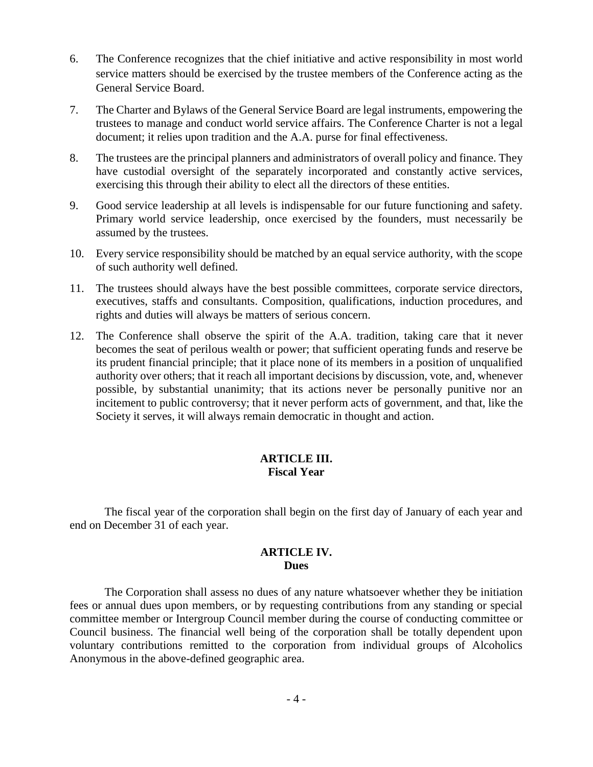6. The Conference recognizes that the chief initiative and active responsibility in most world service matters should be exercised by the trustee members of the Conference acting as the General Service Board.

7. The Charter and Bylaws of the General Service Board are legal instruments, empowering the trustees to manage and conduct world service affairs. The Conference Charter is not a legal document; it relies upon tradition and the A.A. purse for final effectiveness.

8. The trustees are the principal planners and administrators of overall policy and finance. They have custodial oversight of the separately incorporated and constantly active services, exercising this through their ability to elect all the directors of these entities.

9. Good service leadership at all levels is indispensable for our future functioning and safety. Primary world service leadership, once exercised by the founders, must necessarily be assumed by the trustees.

10. Every service responsibility should be matched by an equal service authority, with the scope of such authority well defined.

11. The trustees should always have the best possible committees, corporate service directors, executives, staffs and consultants. Composition, qualifications, induction procedures, and rights and duties will always be matters of serious concern.

12. The Conference shall observe the spirit of the A.A. tradition, taking care that it never becomes the seat of perilous wealth or power; that sufficient operating funds and reserve be its prudent financial principle; that it place none of its members in a position of unqualified authority over others; that it reach all important decisions by discussion, vote, and, whenever possible, by substantial unanimity; that its actions never be personally punitive nor an incitement to public controversy; that it never perform acts of government, and that, like the Society it serves, it will always remain democratic in thought and action.

## ARTICLE III.
## Fiscal Year

The fiscal year of the corporation shall begin on the first day of January of each year and end on December 31 of each year.

## ARTICLE IV.
## Dues

The Corporation shall assess no dues of any nature whatsoever whether they be initiation fees or annual dues upon members, or by requesting contributions from any standing or special committee member or Intergroup Council member during the course of conducting committee or Council business. The financial well being of the corporation shall be totally dependent upon voluntary contributions remitted to the corporation from individual groups of Alcoholics Anonymous in the above-defined geographic area.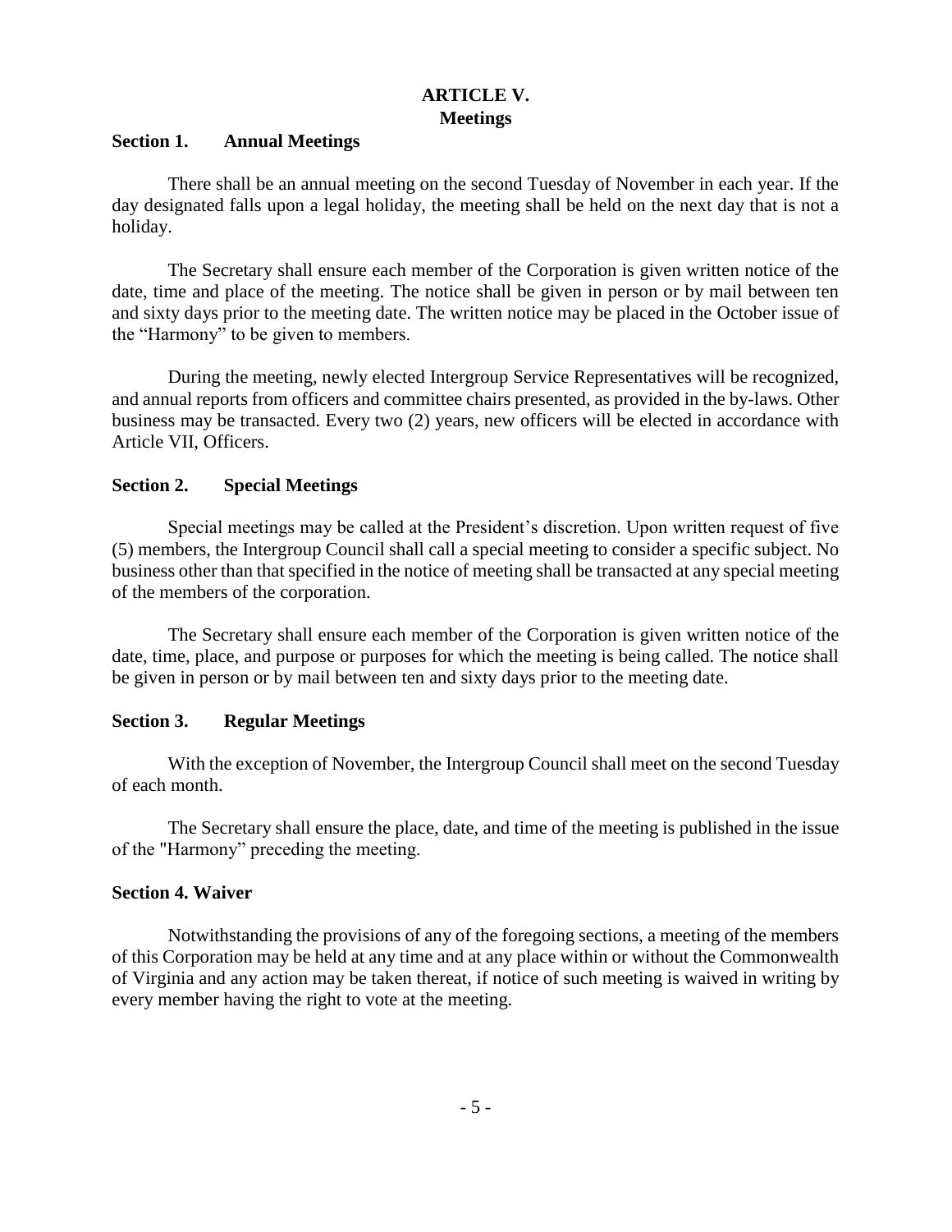# ARTICLE V.
## Meetings

### Section 1. Annual Meetings

There shall be an annual meeting on the second Tuesday of November in each year. If the day designated falls upon a legal holiday, the meeting shall be held on the next day that is not a holiday.

The Secretary shall ensure each member of the Corporation is given written notice of the date, time and place of the meeting. The notice shall be given in person or by mail between ten and sixty days prior to the meeting date. The written notice may be placed in the October issue of the "Harmony" to be given to members.

During the meeting, newly elected Intergroup Service Representatives will be recognized, and annual reports from officers and committee chairs presented, as provided in the by-laws. Other business may be transacted. Every two (2) years, new officers will be elected in accordance with Article VII, Officers.

### Section 2. Special Meetings

Special meetings may be called at the President's discretion. Upon written request of five (5) members, the Intergroup Council shall call a special meeting to consider a specific subject. No business other than that specified in the notice of meeting shall be transacted at any special meeting of the members of the corporation.

The Secretary shall ensure each member of the Corporation is given written notice of the date, time, place, and purpose or purposes for which the meeting is being called. The notice shall be given in person or by mail between ten and sixty days prior to the meeting date.

### Section 3. Regular Meetings

With the exception of November, the Intergroup Council shall meet on the second Tuesday of each month.

The Secretary shall ensure the place, date, and time of the meeting is published in the issue of the "Harmony" preceding the meeting.

### Section 4. Waiver

Notwithstanding the provisions of any of the foregoing sections, a meeting of the members of this Corporation may be held at any time and at any place within or without the Commonwealth of Virginia and any action may be taken thereat, if notice of such meeting is waived in writing by every member having the right to vote at the meeting.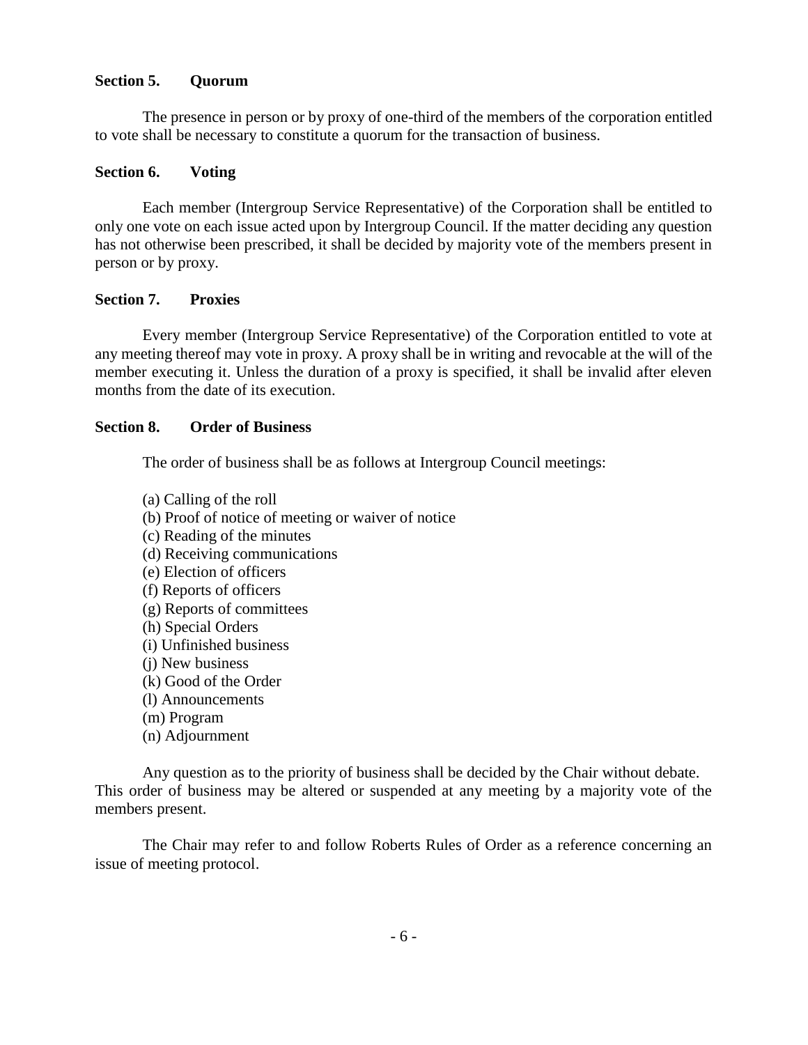### Section 5. Quorum

The presence in person or by proxy of one-third of the members of the corporation entitled to vote shall be necessary to constitute a quorum for the transaction of business.

### Section 6. Voting

Each member (Intergroup Service Representative) of the Corporation shall be entitled to only one vote on each issue acted upon by Intergroup Council. If the matter deciding any question has not otherwise been prescribed, it shall be decided by majority vote of the members present in person or by proxy.

### Section 7. Proxies

Every member (Intergroup Service Representative) of the Corporation entitled to vote at any meeting thereof may vote in proxy. A proxy shall be in writing and revocable at the will of the member executing it. Unless the duration of a proxy is specified, it shall be invalid after eleven months from the date of its execution.

### Section 8. Order of Business

The order of business shall be as follows at Intergroup Council meetings:

(a) Calling of the roll
(b) Proof of notice of meeting or waiver of notice
(c) Reading of the minutes
(d) Receiving communications
(e) Election of officers
(f) Reports of officers
(g) Reports of committees
(h) Special Orders
(i) Unfinished business
(j) New business
(k) Good of the Order
(l) Announcements
(m) Program
(n) Adjournment

Any question as to the priority of business shall be decided by the Chair without debate. This order of business may be altered or suspended at any meeting by a majority vote of the members present.

The Chair may refer to and follow Roberts Rules of Order as a reference concerning an issue of meeting protocol.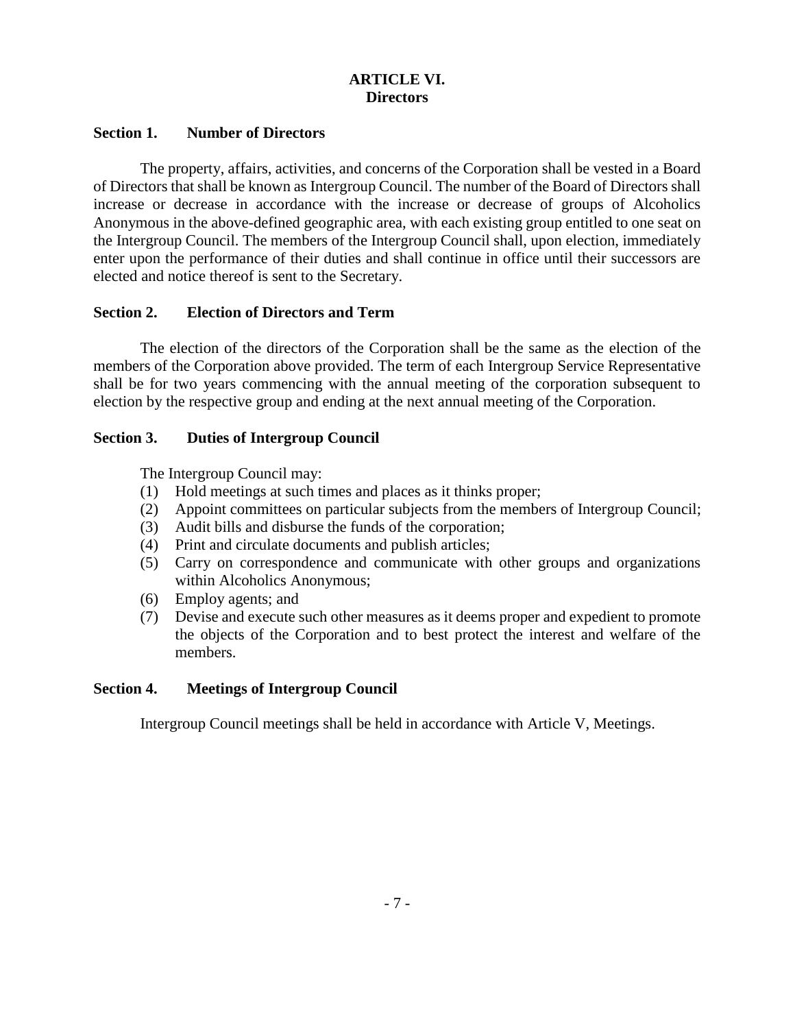## ARTICLE VI.
## Directors

### Section 1. Number of Directors

The property, affairs, activities, and concerns of the Corporation shall be vested in a Board of Directors that shall be known as Intergroup Council. The number of the Board of Directors shall increase or decrease in accordance with the increase or decrease of groups of Alcoholics Anonymous in the above-defined geographic area, with each existing group entitled to one seat on the Intergroup Council. The members of the Intergroup Council shall, upon election, immediately enter upon the performance of their duties and shall continue in office until their successors are elected and notice thereof is sent to the Secretary.

### Section 2. Election of Directors and Term

The election of the directors of the Corporation shall be the same as the election of the members of the Corporation above provided. The term of each Intergroup Service Representative shall be for two years commencing with the annual meeting of the corporation subsequent to election by the respective group and ending at the next annual meeting of the Corporation.

### Section 3. Duties of Intergroup Council

The Intergroup Council may:

(1) Hold meetings at such times and places as it thinks proper;
(2) Appoint committees on particular subjects from the members of Intergroup Council;
(3) Audit bills and disburse the funds of the corporation;
(4) Print and circulate documents and publish articles;
(5) Carry on correspondence and communicate with other groups and organizations within Alcoholics Anonymous;
(6) Employ agents; and
(7) Devise and execute such other measures as it deems proper and expedient to promote the objects of the Corporation and to best protect the interest and welfare of the members.

### Section 4. Meetings of Intergroup Council

Intergroup Council meetings shall be held in accordance with Article V, Meetings.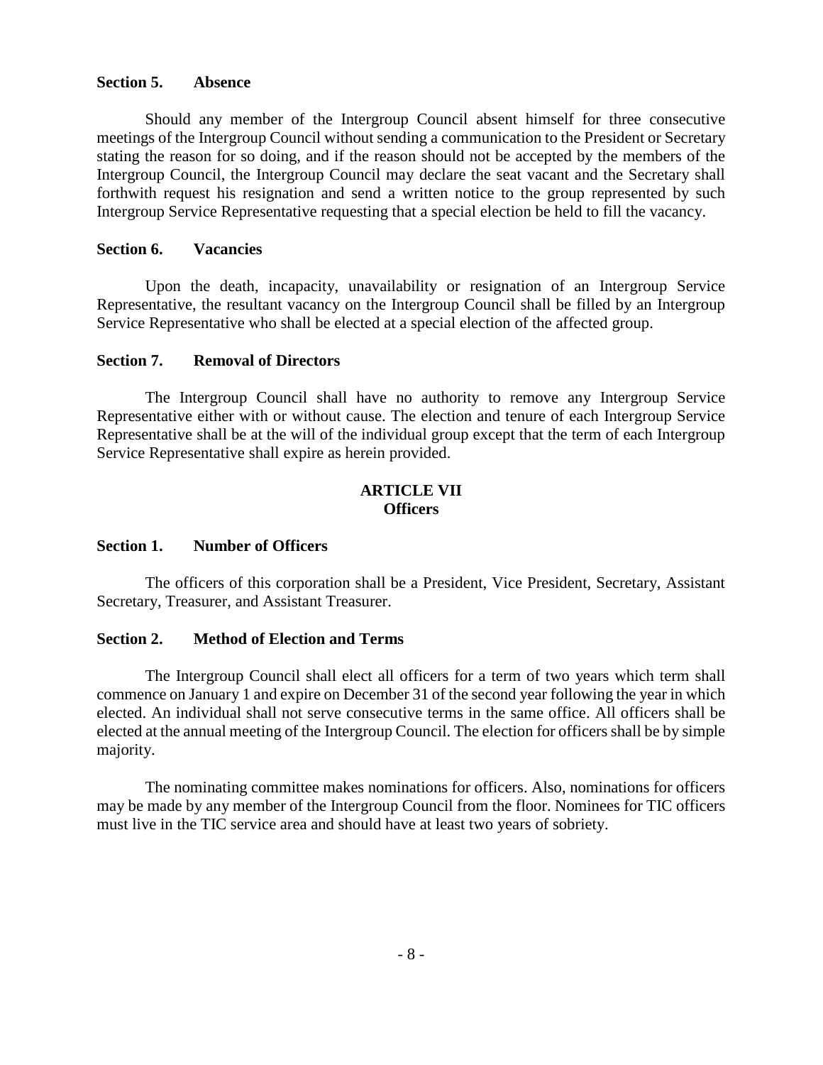**Section 5. Absence**

Should any member of the Intergroup Council absent himself for three consecutive meetings of the Intergroup Council without sending a communication to the President or Secretary stating the reason for so doing, and if the reason should not be accepted by the members of the Intergroup Council, the Intergroup Council may declare the seat vacant and the Secretary shall forthwith request his resignation and send a written notice to the group represented by such Intergroup Service Representative requesting that a special election be held to fill the vacancy.

**Section 6. Vacancies**

Upon the death, incapacity, unavailability or resignation of an Intergroup Service Representative, the resultant vacancy on the Intergroup Council shall be filled by an Intergroup Service Representative who shall be elected at a special election of the affected group.

**Section 7. Removal of Directors**

The Intergroup Council shall have no authority to remove any Intergroup Service Representative either with or without cause. The election and tenure of each Intergroup Service Representative shall be at the will of the individual group except that the term of each Intergroup Service Representative shall expire as herein provided.

## ARTICLE VII
## Officers

**Section 1. Number of Officers**

The officers of this corporation shall be a President, Vice President, Secretary, Assistant Secretary, Treasurer, and Assistant Treasurer.

**Section 2. Method of Election and Terms**

The Intergroup Council shall elect all officers for a term of two years which term shall commence on January 1 and expire on December 31 of the second year following the year in which elected. An individual shall not serve consecutive terms in the same office. All officers shall be elected at the annual meeting of the Intergroup Council. The election for officers shall be by simple majority.

The nominating committee makes nominations for officers. Also, nominations for officers may be made by any member of the Intergroup Council from the floor. Nominees for TIC officers must live in the TIC service area and should have at least two years of sobriety.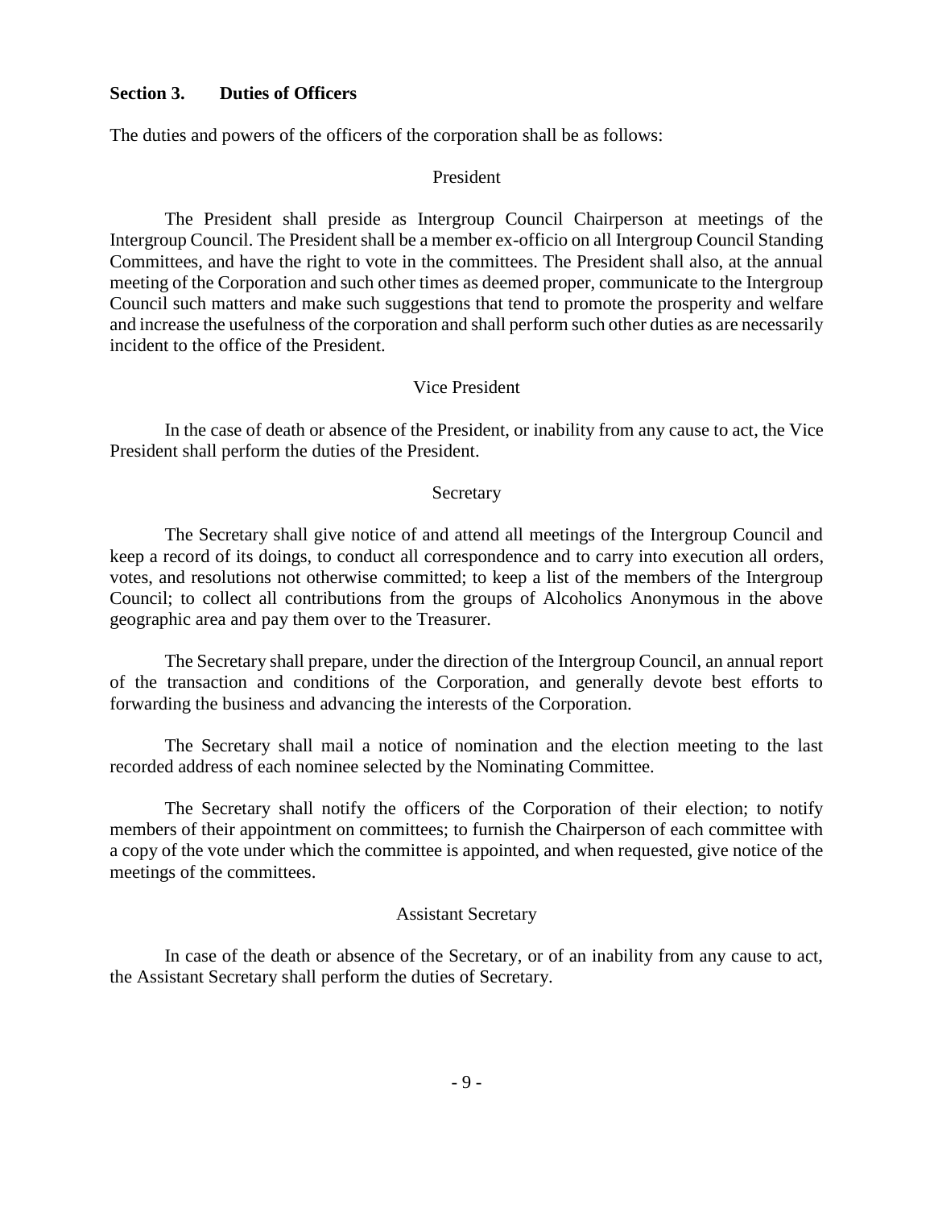**Section 3. Duties of Officers**

The duties and powers of the officers of the corporation shall be as follows:

President

The President shall preside as Intergroup Council Chairperson at meetings of the Intergroup Council. The President shall be a member ex-officio on all Intergroup Council Standing Committees, and have the right to vote in the committees. The President shall also, at the annual meeting of the Corporation and such other times as deemed proper, communicate to the Intergroup Council such matters and make such suggestions that tend to promote the prosperity and welfare and increase the usefulness of the corporation and shall perform such other duties as are necessarily incident to the office of the President.

Vice President

In the case of death or absence of the President, or inability from any cause to act, the Vice President shall perform the duties of the President.

Secretary

The Secretary shall give notice of and attend all meetings of the Intergroup Council and keep a record of its doings, to conduct all correspondence and to carry into execution all orders, votes, and resolutions not otherwise committed; to keep a list of the members of the Intergroup Council; to collect all contributions from the groups of Alcoholics Anonymous in the above geographic area and pay them over to the Treasurer.

The Secretary shall prepare, under the direction of the Intergroup Council, an annual report of the transaction and conditions of the Corporation, and generally devote best efforts to forwarding the business and advancing the interests of the Corporation.

The Secretary shall mail a notice of nomination and the election meeting to the last recorded address of each nominee selected by the Nominating Committee.

The Secretary shall notify the officers of the Corporation of their election; to notify members of their appointment on committees; to furnish the Chairperson of each committee with a copy of the vote under which the committee is appointed, and when requested, give notice of the meetings of the committees.

Assistant Secretary

In case of the death or absence of the Secretary, or of an inability from any cause to act, the Assistant Secretary shall perform the duties of Secretary.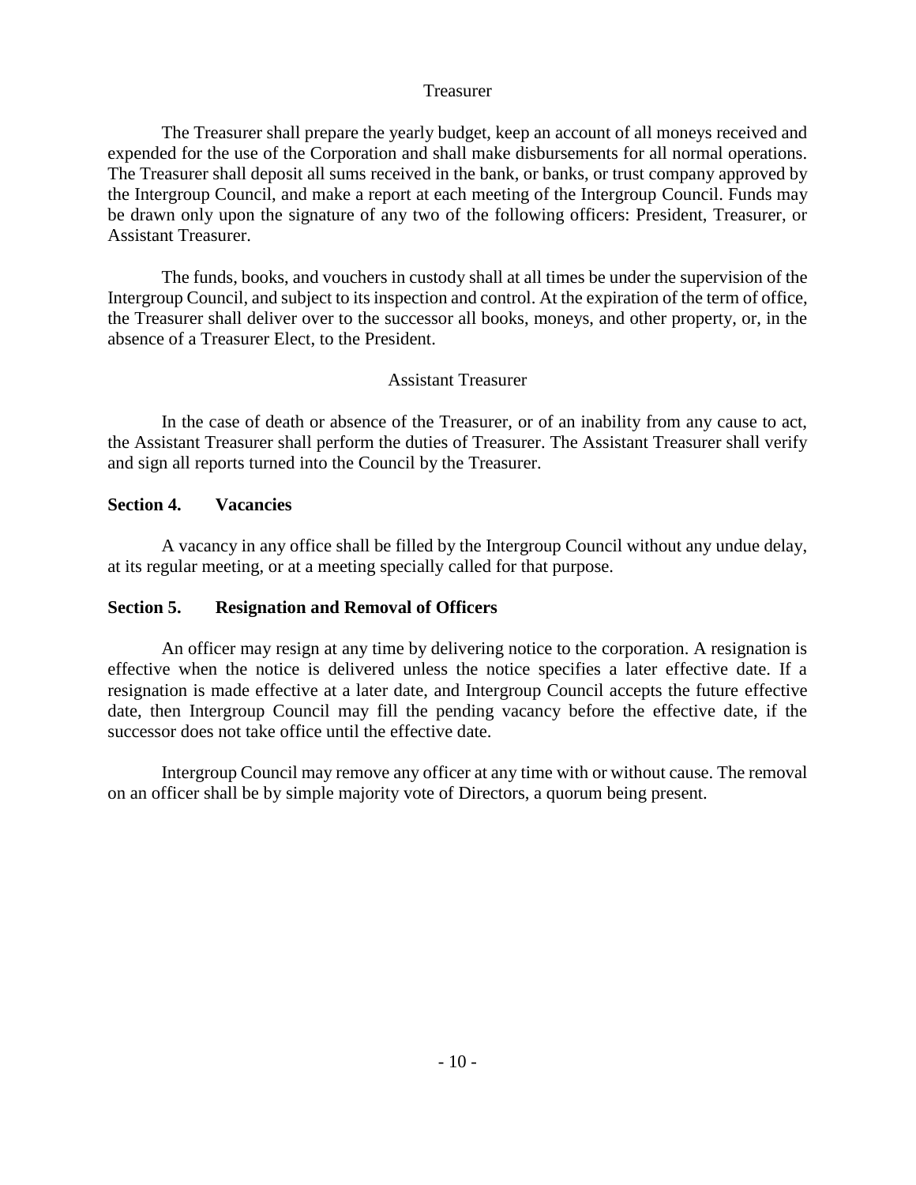### Treasurer

The Treasurer shall prepare the yearly budget, keep an account of all moneys received and expended for the use of the Corporation and shall make disbursements for all normal operations. The Treasurer shall deposit all sums received in the bank, or banks, or trust company approved by the Intergroup Council, and make a report at each meeting of the Intergroup Council. Funds may be drawn only upon the signature of any two of the following officers: President, Treasurer, or Assistant Treasurer.

The funds, books, and vouchers in custody shall at all times be under the supervision of the Intergroup Council, and subject to its inspection and control. At the expiration of the term of office, the Treasurer shall deliver over to the successor all books, moneys, and other property, or, in the absence of a Treasurer Elect, to the President.

### Assistant Treasurer

In the case of death or absence of the Treasurer, or of an inability from any cause to act, the Assistant Treasurer shall perform the duties of Treasurer. The Assistant Treasurer shall verify and sign all reports turned into the Council by the Treasurer.

## Section 4. Vacancies

A vacancy in any office shall be filled by the Intergroup Council without any undue delay, at its regular meeting, or at a meeting specially called for that purpose.

## Section 5. Resignation and Removal of Officers

An officer may resign at any time by delivering notice to the corporation. A resignation is effective when the notice is delivered unless the notice specifies a later effective date. If a resignation is made effective at a later date, and Intergroup Council accepts the future effective date, then Intergroup Council may fill the pending vacancy before the effective date, if the successor does not take office until the effective date.

Intergroup Council may remove any officer at any time with or without cause. The removal on an officer shall be by simple majority vote of Directors, a quorum being present.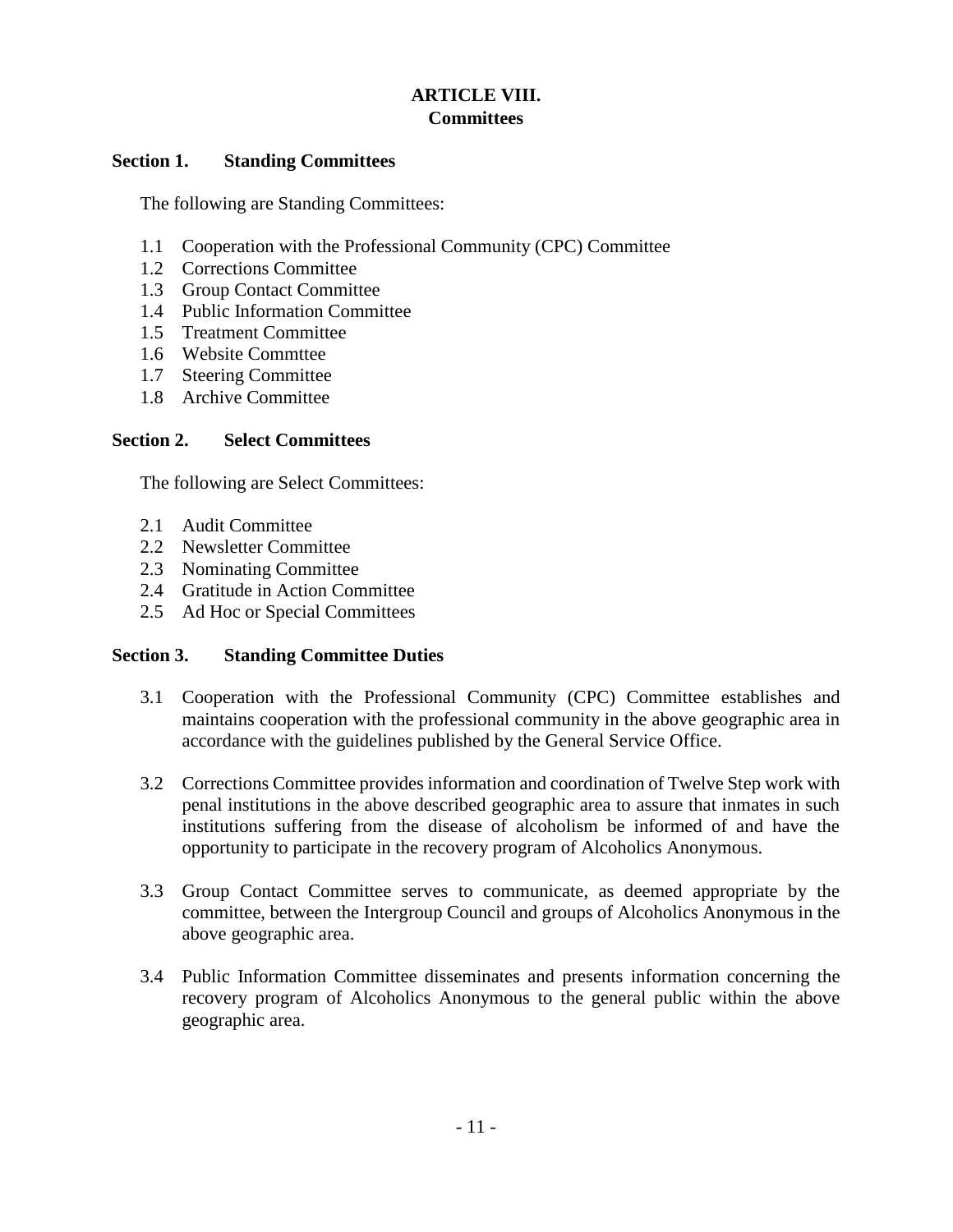## ARTICLE VIII.
## Committees

### Section 1. Standing Committees

The following are Standing Committees:

1.1 Cooperation with the Professional Community (CPC) Committee
1.2 Corrections Committee
1.3 Group Contact Committee
1.4 Public Information Committee
1.5 Treatment Committee
1.6 Website Commttee
1.7 Steering Committee
1.8 Archive Committee

### Section 2. Select Committees

The following are Select Committees:

2.1 Audit Committee
2.2 Newsletter Committee
2.3 Nominating Committee
2.4 Gratitude in Action Committee
2.5 Ad Hoc or Special Committees

### Section 3. Standing Committee Duties

3.1 Cooperation with the Professional Community (CPC) Committee establishes and maintains cooperation with the professional community in the above geographic area in accordance with the guidelines published by the General Service Office.

3.2 Corrections Committee provides information and coordination of Twelve Step work with penal institutions in the above described geographic area to assure that inmates in such institutions suffering from the disease of alcoholism be informed of and have the opportunity to participate in the recovery program of Alcoholics Anonymous.

3.3 Group Contact Committee serves to communicate, as deemed appropriate by the committee, between the Intergroup Council and groups of Alcoholics Anonymous in the above geographic area.

3.4 Public Information Committee disseminates and presents information concerning the recovery program of Alcoholics Anonymous to the general public within the above geographic area.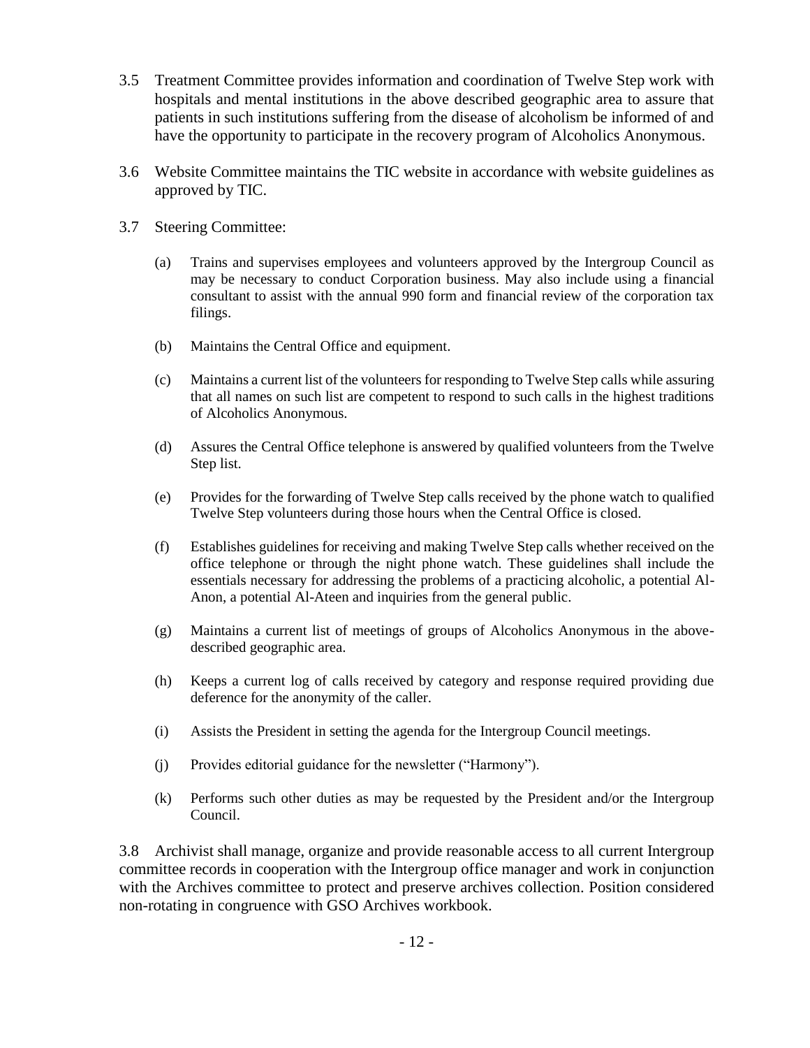3.5 Treatment Committee provides information and coordination of Twelve Step work with hospitals and mental institutions in the above described geographic area to assure that patients in such institutions suffering from the disease of alcoholism be informed of and have the opportunity to participate in the recovery program of Alcoholics Anonymous.

3.6 Website Committee maintains the TIC website in accordance with website guidelines as approved by TIC.

3.7 Steering Committee:

(a) Trains and supervises employees and volunteers approved by the Intergroup Council as may be necessary to conduct Corporation business. May also include using a financial consultant to assist with the annual 990 form and financial review of the corporation tax filings.

(b) Maintains the Central Office and equipment.

(c) Maintains a current list of the volunteers for responding to Twelve Step calls while assuring that all names on such list are competent to respond to such calls in the highest traditions of Alcoholics Anonymous.

(d) Assures the Central Office telephone is answered by qualified volunteers from the Twelve Step list.

(e) Provides for the forwarding of Twelve Step calls received by the phone watch to qualified Twelve Step volunteers during those hours when the Central Office is closed.

(f) Establishes guidelines for receiving and making Twelve Step calls whether received on the office telephone or through the night phone watch. These guidelines shall include the essentials necessary for addressing the problems of a practicing alcoholic, a potential Al-Anon, a potential Al-Ateen and inquiries from the general public.

(g) Maintains a current list of meetings of groups of Alcoholics Anonymous in the above-described geographic area.

(h) Keeps a current log of calls received by category and response required providing due deference for the anonymity of the caller.

(i) Assists the President in setting the agenda for the Intergroup Council meetings.

(j) Provides editorial guidance for the newsletter ("Harmony").

(k) Performs such other duties as may be requested by the President and/or the Intergroup Council.

3.8 Archivist shall manage, organize and provide reasonable access to all current Intergroup committee records in cooperation with the Intergroup office manager and work in conjunction with the Archives committee to protect and preserve archives collection. Position considered non-rotating in congruence with GSO Archives workbook.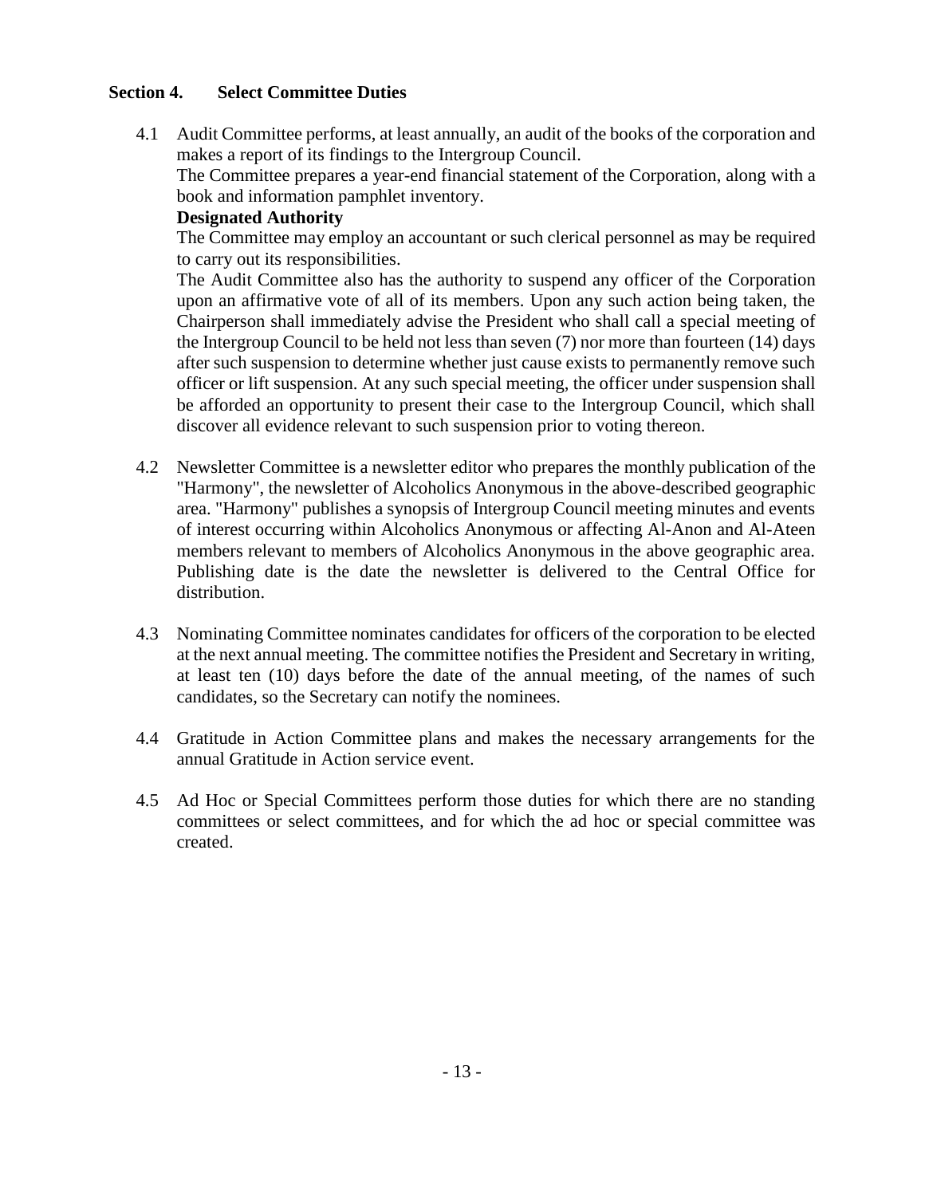## Section 4. Select Committee Duties

4.1 Audit Committee performs, at least annually, an audit of the books of the corporation and makes a report of its findings to the Intergroup Council.

The Committee prepares a year-end financial statement of the Corporation, along with a book and information pamphlet inventory.

**Designated Authority**

The Committee may employ an accountant or such clerical personnel as may be required to carry out its responsibilities.

The Audit Committee also has the authority to suspend any officer of the Corporation upon an affirmative vote of all of its members. Upon any such action being taken, the Chairperson shall immediately advise the President who shall call a special meeting of the Intergroup Council to be held not less than seven (7) nor more than fourteen (14) days after such suspension to determine whether just cause exists to permanently remove such officer or lift suspension. At any such special meeting, the officer under suspension shall be afforded an opportunity to present their case to the Intergroup Council, which shall discover all evidence relevant to such suspension prior to voting thereon.

4.2 Newsletter Committee is a newsletter editor who prepares the monthly publication of the "Harmony", the newsletter of Alcoholics Anonymous in the above-described geographic area. "Harmony" publishes a synopsis of Intergroup Council meeting minutes and events of interest occurring within Alcoholics Anonymous or affecting Al-Anon and Al-Ateen members relevant to members of Alcoholics Anonymous in the above geographic area. Publishing date is the date the newsletter is delivered to the Central Office for distribution.

4.3 Nominating Committee nominates candidates for officers of the corporation to be elected at the next annual meeting. The committee notifies the President and Secretary in writing, at least ten (10) days before the date of the annual meeting, of the names of such candidates, so the Secretary can notify the nominees.

4.4 Gratitude in Action Committee plans and makes the necessary arrangements for the annual Gratitude in Action service event.

4.5 Ad Hoc or Special Committees perform those duties for which there are no standing committees or select committees, and for which the ad hoc or special committee was created.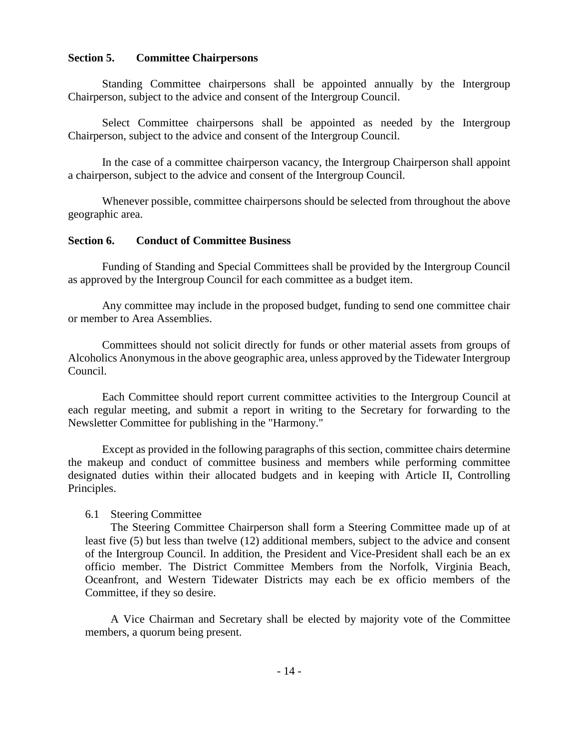### Section 5. Committee Chairpersons

Standing Committee chairpersons shall be appointed annually by the Intergroup Chairperson, subject to the advice and consent of the Intergroup Council.

Select Committee chairpersons shall be appointed as needed by the Intergroup Chairperson, subject to the advice and consent of the Intergroup Council.

In the case of a committee chairperson vacancy, the Intergroup Chairperson shall appoint a chairperson, subject to the advice and consent of the Intergroup Council.

Whenever possible, committee chairpersons should be selected from throughout the above geographic area.

### Section 6. Conduct of Committee Business

Funding of Standing and Special Committees shall be provided by the Intergroup Council as approved by the Intergroup Council for each committee as a budget item.

Any committee may include in the proposed budget, funding to send one committee chair or member to Area Assemblies.

Committees should not solicit directly for funds or other material assets from groups of Alcoholics Anonymous in the above geographic area, unless approved by the Tidewater Intergroup Council.

Each Committee should report current committee activities to the Intergroup Council at each regular meeting, and submit a report in writing to the Secretary for forwarding to the Newsletter Committee for publishing in the "Harmony."

Except as provided in the following paragraphs of this section, committee chairs determine the makeup and conduct of committee business and members while performing committee designated duties within their allocated budgets and in keeping with Article II, Controlling Principles.

6.1 Steering Committee

The Steering Committee Chairperson shall form a Steering Committee made up of at least five (5) but less than twelve (12) additional members, subject to the advice and consent of the Intergroup Council. In addition, the President and Vice-President shall each be an ex officio member. The District Committee Members from the Norfolk, Virginia Beach, Oceanfront, and Western Tidewater Districts may each be ex officio members of the Committee, if they so desire.

A Vice Chairman and Secretary shall be elected by majority vote of the Committee members, a quorum being present.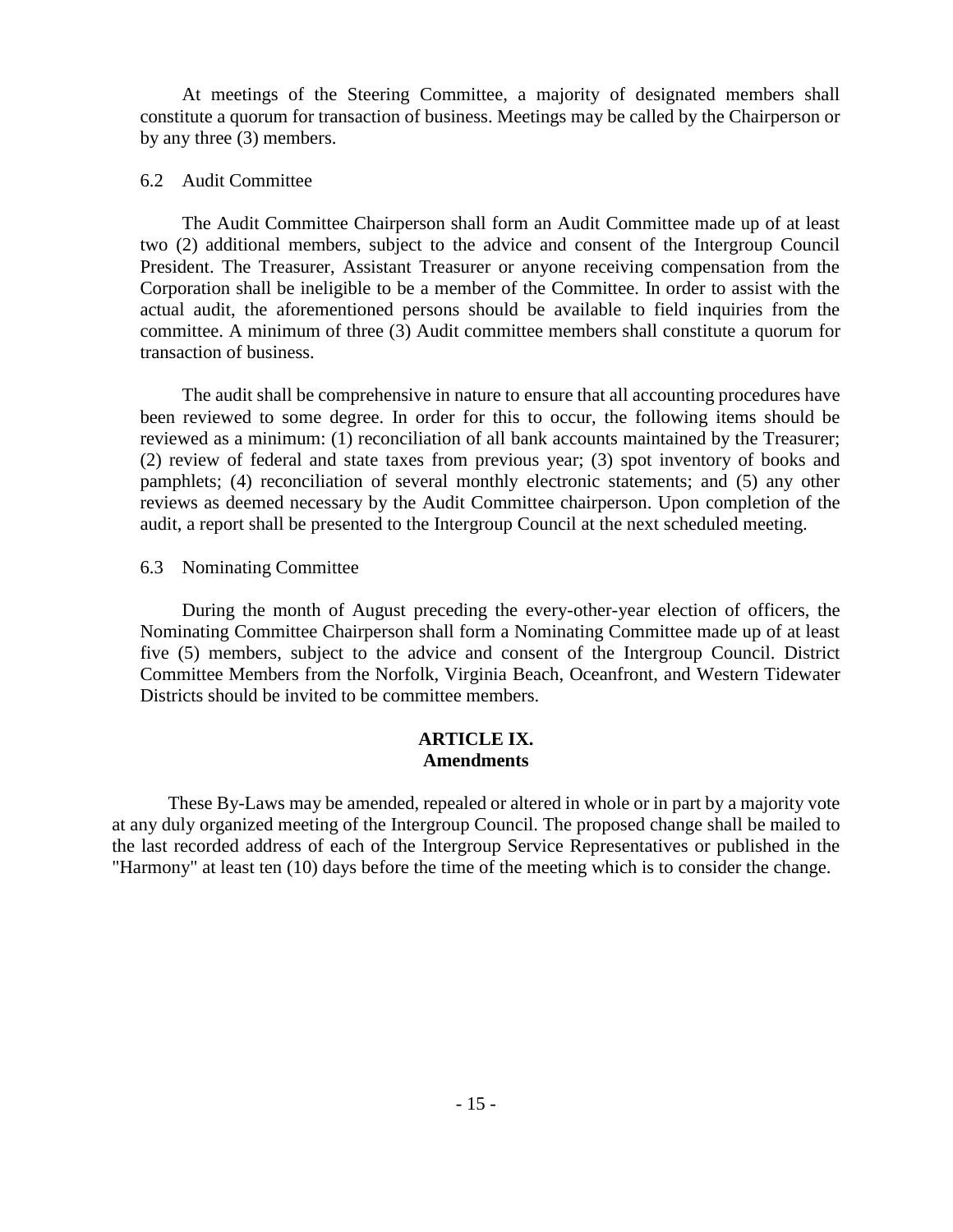At meetings of the Steering Committee, a majority of designated members shall constitute a quorum for transaction of business. Meetings may be called by the Chairperson or by any three (3) members.

6.2 Audit Committee

The Audit Committee Chairperson shall form an Audit Committee made up of at least two (2) additional members, subject to the advice and consent of the Intergroup Council President. The Treasurer, Assistant Treasurer or anyone receiving compensation from the Corporation shall be ineligible to be a member of the Committee. In order to assist with the actual audit, the aforementioned persons should be available to field inquiries from the committee. A minimum of three (3) Audit committee members shall constitute a quorum for transaction of business.

The audit shall be comprehensive in nature to ensure that all accounting procedures have been reviewed to some degree. In order for this to occur, the following items should be reviewed as a minimum: (1) reconciliation of all bank accounts maintained by the Treasurer; (2) review of federal and state taxes from previous year; (3) spot inventory of books and pamphlets; (4) reconciliation of several monthly electronic statements; and (5) any other reviews as deemed necessary by the Audit Committee chairperson. Upon completion of the audit, a report shall be presented to the Intergroup Council at the next scheduled meeting.

6.3 Nominating Committee

During the month of August preceding the every-other-year election of officers, the Nominating Committee Chairperson shall form a Nominating Committee made up of at least five (5) members, subject to the advice and consent of the Intergroup Council. District Committee Members from the Norfolk, Virginia Beach, Oceanfront, and Western Tidewater Districts should be invited to be committee members.

## ARTICLE IX. Amendments

These By-Laws may be amended, repealed or altered in whole or in part by a majority vote at any duly organized meeting of the Intergroup Council. The proposed change shall be mailed to the last recorded address of each of the Intergroup Service Representatives or published in the "Harmony" at least ten (10) days before the time of the meeting which is to consider the change.